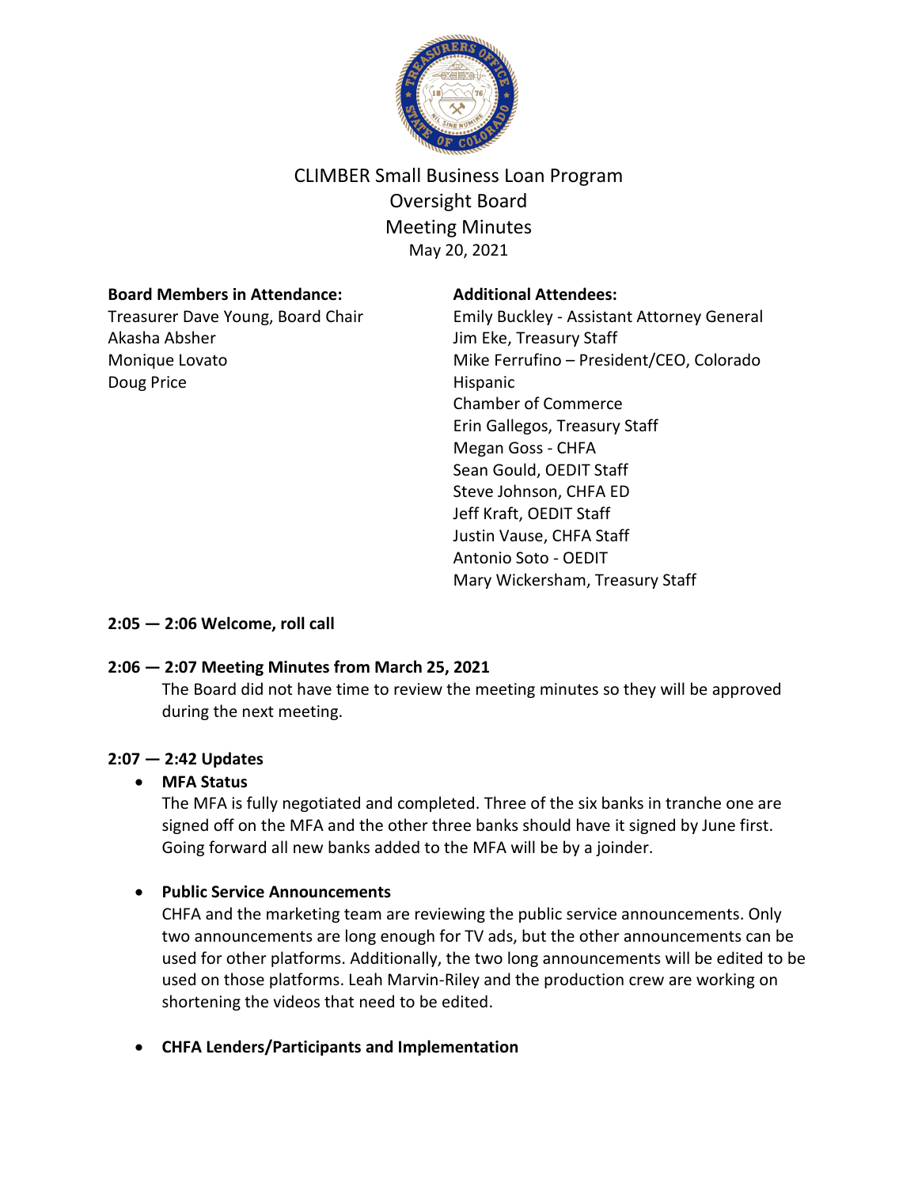# CLIMBER Small Business Loan Program
## Oversight Board
## Meeting Minutes
May 20, 2021

**Board Members in Attendance:**
Treasurer Dave Young, Board Chair
Akasha Absher
Monique Lovato
Doug Price

**Additional Attendees:**
Emily Buckley - Assistant Attorney General
Jim Eke, Treasury Staff
Mike Ferrufino – President/CEO, Colorado Hispanic Chamber of Commerce
Erin Gallegos, Treasury Staff
Megan Goss - CHFA
Sean Gould, OEDIT Staff
Steve Johnson, CHFA ED
Jeff Kraft, OEDIT Staff
Justin Vause, CHFA Staff
Antonio Soto - OEDIT
Mary Wickersham, Treasury Staff

**2:05 — 2:06 Welcome, roll call**

**2:06 — 2:07 Meeting Minutes from March 25, 2021**

The Board did not have time to review the meeting minutes so they will be approved during the next meeting.

**2:07 — 2:42 Updates**

- **MFA Status**
  The MFA is fully negotiated and completed. Three of the six banks in tranche one are signed off on the MFA and the other three banks should have it signed by June first. Going forward all new banks added to the MFA will be by a joinder.

- **Public Service Announcements**
  CHFA and the marketing team are reviewing the public service announcements. Only two announcements are long enough for TV ads, but the other announcements can be used for other platforms. Additionally, the two long announcements will be edited to be used on those platforms. Leah Marvin-Riley and the production crew are working on shortening the videos that need to be edited.

- **CHFA Lenders/Participants and Implementation**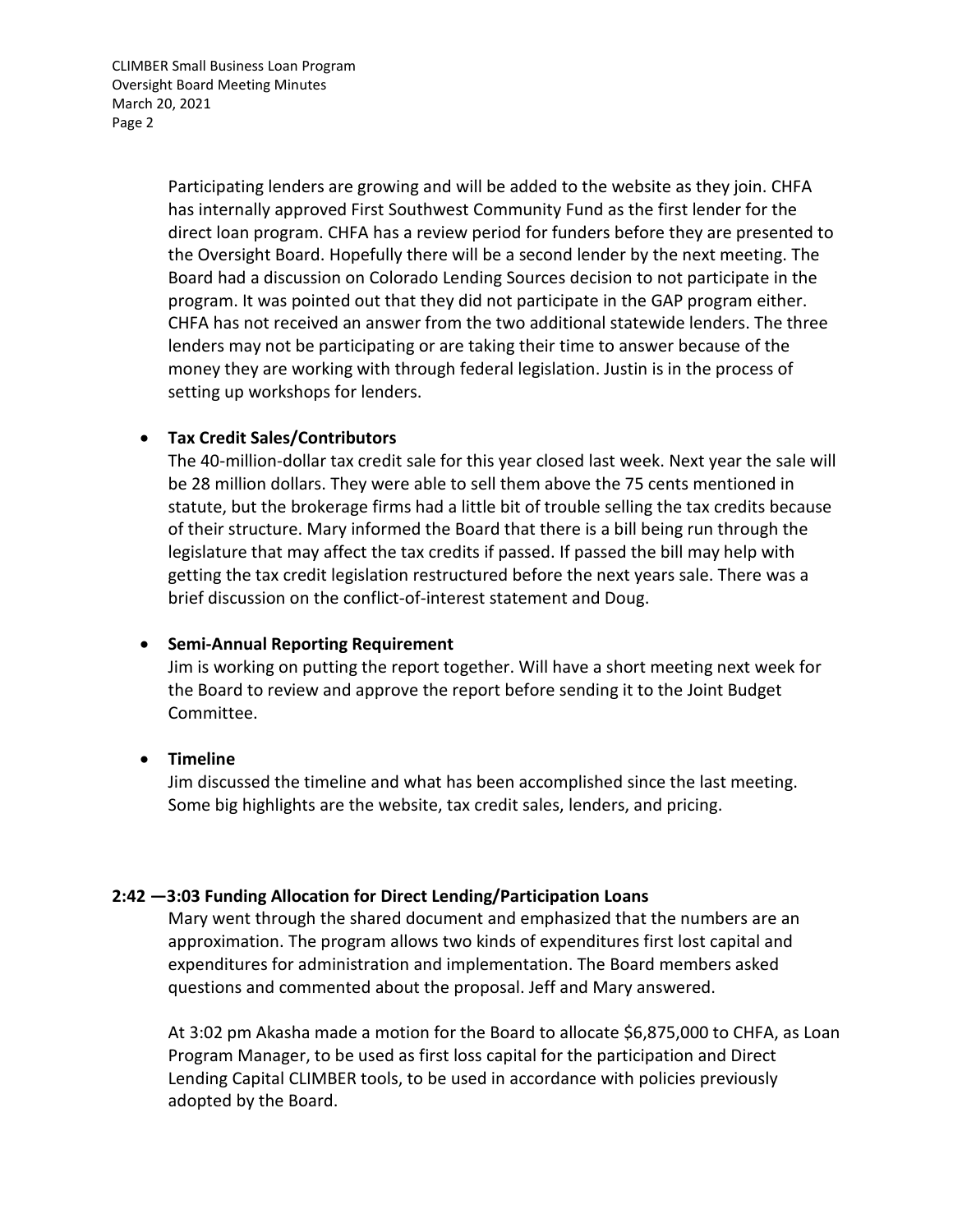Participating lenders are growing and will be added to the website as they join. CHFA has internally approved First Southwest Community Fund as the first lender for the direct loan program. CHFA has a review period for funders before they are presented to the Oversight Board. Hopefully there will be a second lender by the next meeting. The Board had a discussion on Colorado Lending Sources decision to not participate in the program. It was pointed out that they did not participate in the GAP program either. CHFA has not received an answer from the two additional statewide lenders. The three lenders may not be participating or are taking their time to answer because of the money they are working with through federal legislation. Justin is in the process of setting up workshops for lenders.

- **Tax Credit Sales/Contributors**

  The 40-million-dollar tax credit sale for this year closed last week. Next year the sale will be 28 million dollars. They were able to sell them above the 75 cents mentioned in statute, but the brokerage firms had a little bit of trouble selling the tax credits because of their structure. Mary informed the Board that there is a bill being run through the legislature that may affect the tax credits if passed. If passed the bill may help with getting the tax credit legislation restructured before the next years sale. There was a brief discussion on the conflict-of-interest statement and Doug.

- **Semi-Annual Reporting Requirement**

  Jim is working on putting the report together. Will have a short meeting next week for the Board to review and approve the report before sending it to the Joint Budget Committee.

- **Timeline**

  Jim discussed the timeline and what has been accomplished since the last meeting. Some big highlights are the website, tax credit sales, lenders, and pricing.

**2:42 —3:03 Funding Allocation for Direct Lending/Participation Loans**

Mary went through the shared document and emphasized that the numbers are an approximation. The program allows two kinds of expenditures first lost capital and expenditures for administration and implementation. The Board members asked questions and commented about the proposal. Jeff and Mary answered.

At 3:02 pm Akasha made a motion for the Board to allocate $6,875,000 to CHFA, as Loan Program Manager, to be used as first loss capital for the participation and Direct Lending Capital CLIMBER tools, to be used in accordance with policies previously adopted by the Board.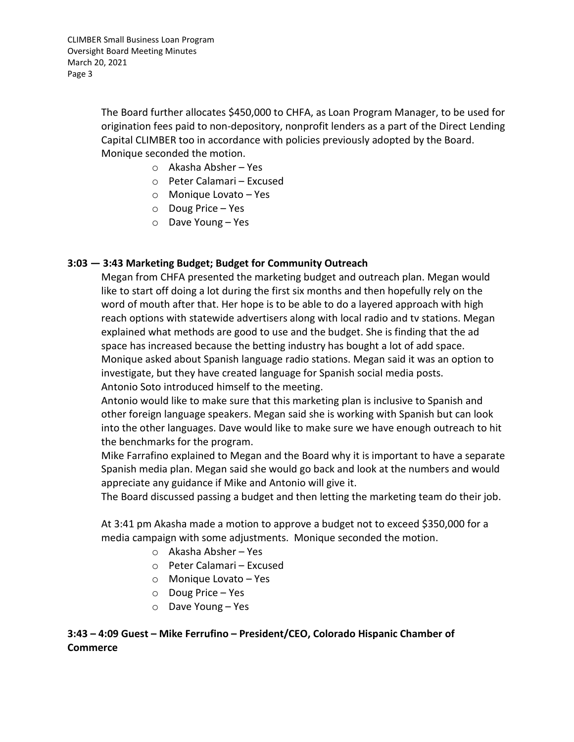The Board further allocates $450,000 to CHFA, as Loan Program Manager, to be used for origination fees paid to non-depository, nonprofit lenders as a part of the Direct Lending Capital CLIMBER too in accordance with policies previously adopted by the Board. Monique seconded the motion.

- Akasha Absher – Yes
- Peter Calamari – Excused
- Monique Lovato – Yes
- Doug Price – Yes
- Dave Young – Yes

**3:03 — 3:43 Marketing Budget; Budget for Community Outreach**

Megan from CHFA presented the marketing budget and outreach plan. Megan would like to start off doing a lot during the first six months and then hopefully rely on the word of mouth after that. Her hope is to be able to do a layered approach with high reach options with statewide advertisers along with local radio and tv stations. Megan explained what methods are good to use and the budget. She is finding that the ad space has increased because the betting industry has bought a lot of add space. Monique asked about Spanish language radio stations. Megan said it was an option to investigate, but they have created language for Spanish social media posts.
Antonio Soto introduced himself to the meeting.
Antonio would like to make sure that this marketing plan is inclusive to Spanish and other foreign language speakers. Megan said she is working with Spanish but can look into the other languages. Dave would like to make sure we have enough outreach to hit the benchmarks for the program.
Mike Farrafino explained to Megan and the Board why it is important to have a separate Spanish media plan. Megan said she would go back and look at the numbers and would appreciate any guidance if Mike and Antonio will give it.
The Board discussed passing a budget and then letting the marketing team do their job.

At 3:41 pm Akasha made a motion to approve a budget not to exceed $350,000 for a media campaign with some adjustments. Monique seconded the motion.

- Akasha Absher – Yes
- Peter Calamari – Excused
- Monique Lovato – Yes
- Doug Price – Yes
- Dave Young – Yes

**3:43 – 4:09 Guest – Mike Ferrufino – President/CEO, Colorado Hispanic Chamber of Commerce**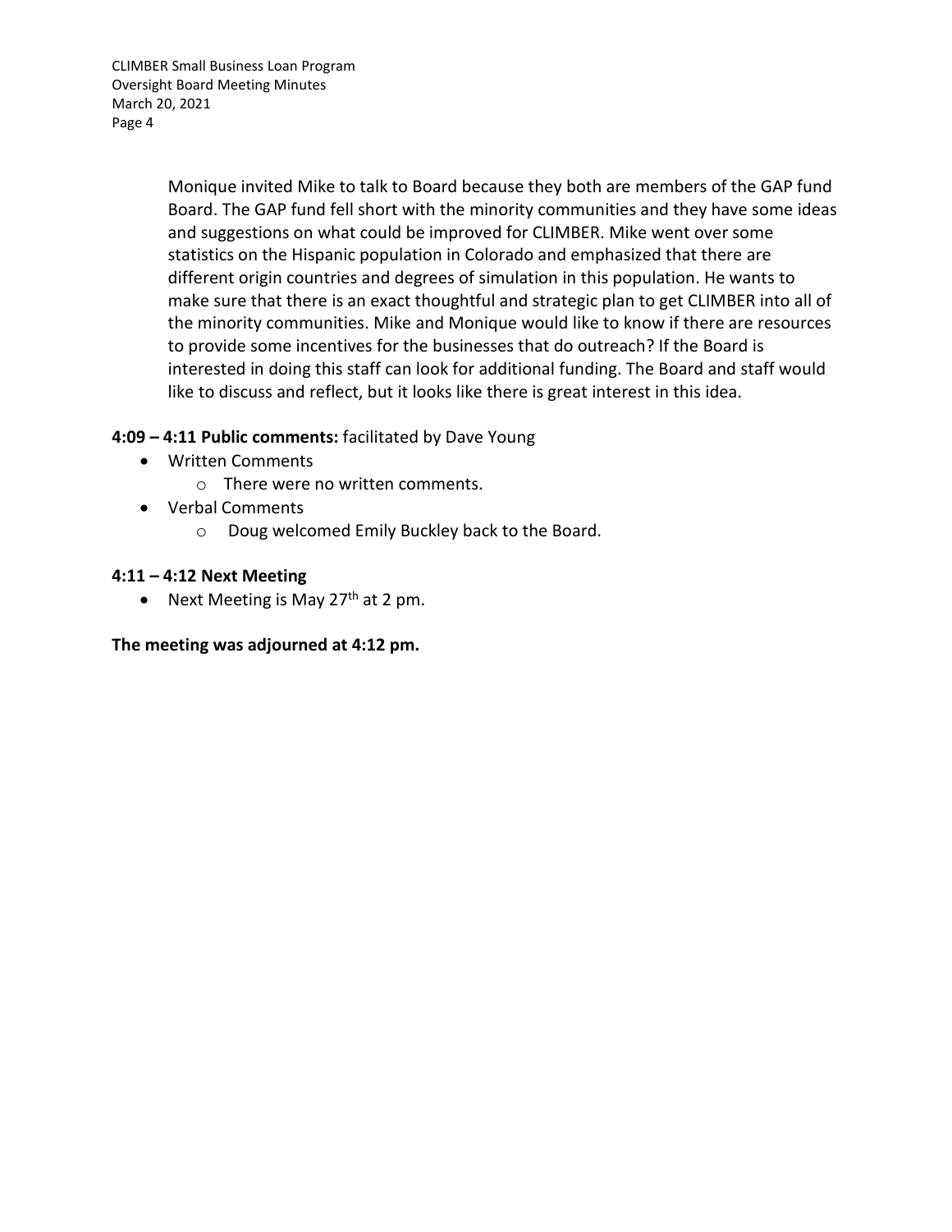Monique invited Mike to talk to Board because they both are members of the GAP fund Board. The GAP fund fell short with the minority communities and they have some ideas and suggestions on what could be improved for CLIMBER. Mike went over some statistics on the Hispanic population in Colorado and emphasized that there are different origin countries and degrees of simulation in this population. He wants to make sure that there is an exact thoughtful and strategic plan to get CLIMBER into all of the minority communities. Mike and Monique would like to know if there are resources to provide some incentives for the businesses that do outreach? If the Board is interested in doing this staff can look for additional funding. The Board and staff would like to discuss and reflect, but it looks like there is great interest in this idea.

**4:09 – 4:11 Public comments:** facilitated by Dave Young

- Written Comments
  - There were no written comments.
- Verbal Comments
  - Doug welcomed Emily Buckley back to the Board.

**4:11 – 4:12 Next Meeting**

- Next Meeting is May 27th at 2 pm.

**The meeting was adjourned at 4:12 pm.**